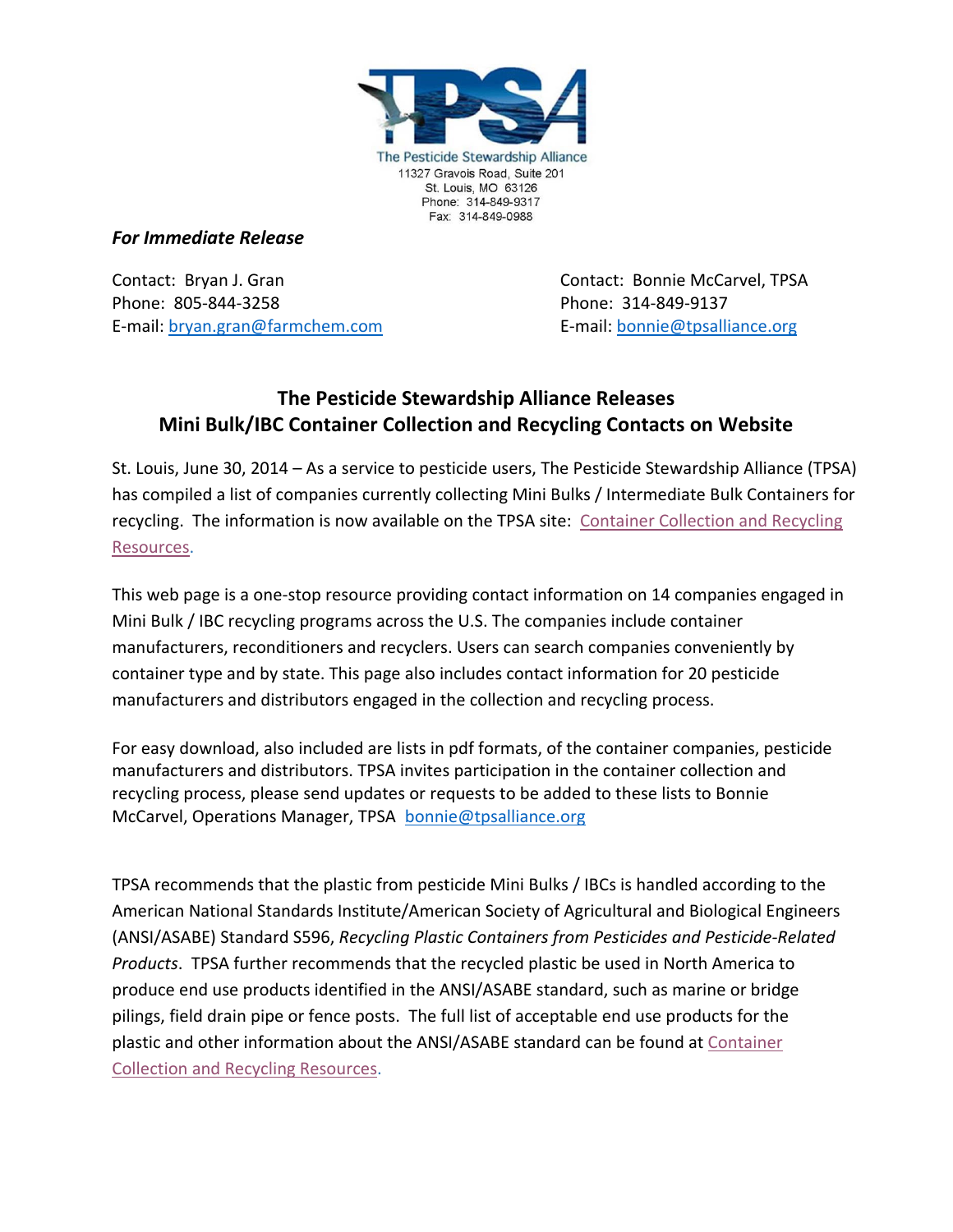The Pesticide Stewardship Alliance
11327 Gravois Road, Suite 201
St. Louis, MO 63126
Phone: 314-849-9317
Fax: 314-849-0988

***For Immediate Release***

Contact: Bryan J. Gran
Phone: 805-844-3258
E-mail: bryan.gran@farmchem.com

Contact: Bonnie McCarvel, TPSA
Phone: 314-849-9137
E-mail: bonnie@tpsalliance.org

## The Pesticide Stewardship Alliance Releases Mini Bulk/IBC Container Collection and Recycling Contacts on Website

St. Louis, June 30, 2014 – As a service to pesticide users, The Pesticide Stewardship Alliance (TPSA) has compiled a list of companies currently collecting Mini Bulks / Intermediate Bulk Containers for recycling. The information is now available on the TPSA site: Container Collection and Recycling Resources.

This web page is a one-stop resource providing contact information on 14 companies engaged in Mini Bulk / IBC recycling programs across the U.S. The companies include container manufacturers, reconditioners and recyclers. Users can search companies conveniently by container type and by state. This page also includes contact information for 20 pesticide manufacturers and distributors engaged in the collection and recycling process.

For easy download, also included are lists in pdf formats, of the container companies, pesticide manufacturers and distributors. TPSA invites participation in the container collection and recycling process, please send updates or requests to be added to these lists to Bonnie McCarvel, Operations Manager, TPSA bonnie@tpsalliance.org

TPSA recommends that the plastic from pesticide Mini Bulks / IBCs is handled according to the American National Standards Institute/American Society of Agricultural and Biological Engineers (ANSI/ASABE) Standard S596, *Recycling Plastic Containers from Pesticides and Pesticide-Related Products*. TPSA further recommends that the recycled plastic be used in North America to produce end use products identified in the ANSI/ASABE standard, such as marine or bridge pilings, field drain pipe or fence posts. The full list of acceptable end use products for the plastic and other information about the ANSI/ASABE standard can be found at Container Collection and Recycling Resources.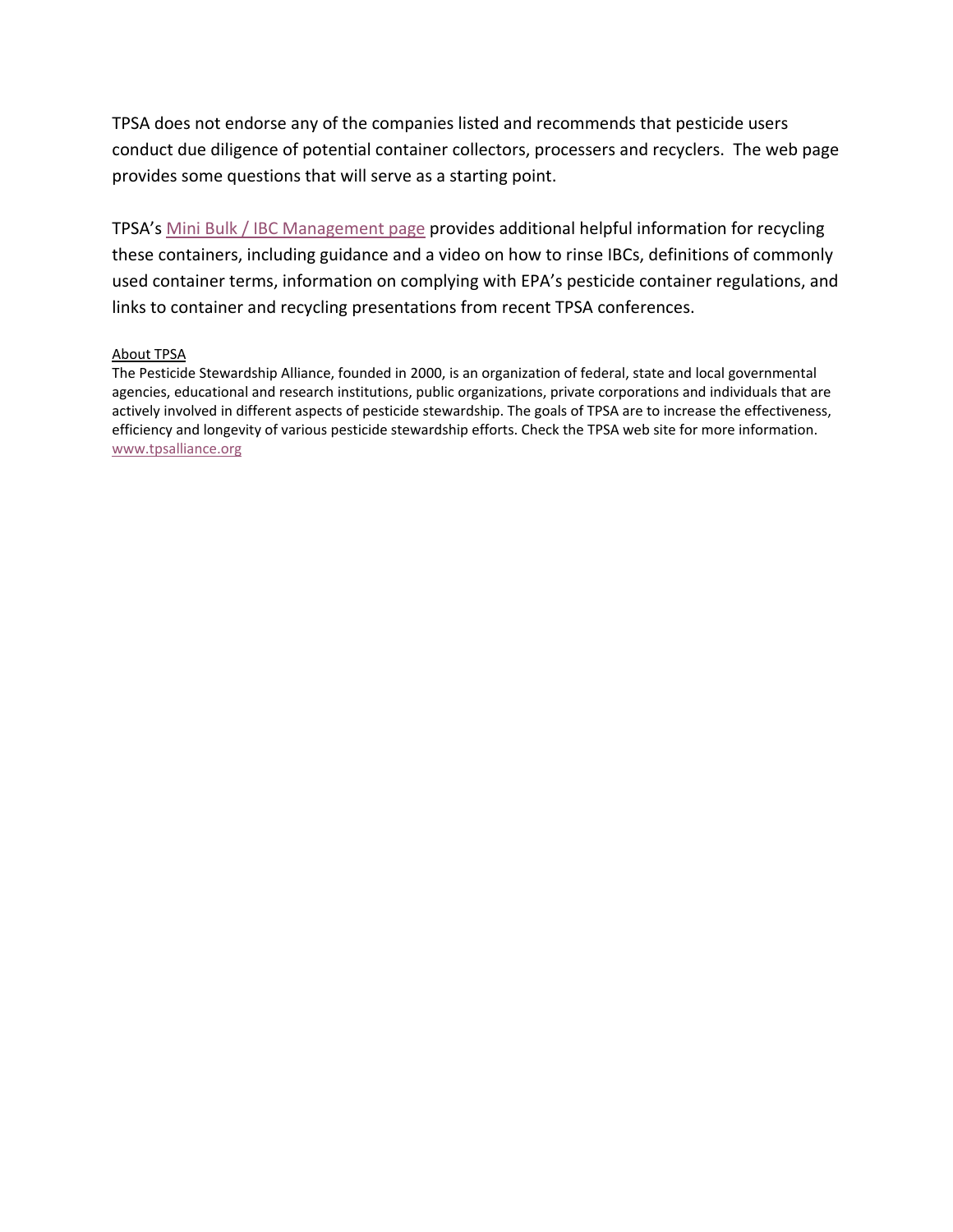TPSA does not endorse any of the companies listed and recommends that pesticide users conduct due diligence of potential container collectors, processers and recyclers. The web page provides some questions that will serve as a starting point.

TPSA's Mini Bulk / IBC Management page provides additional helpful information for recycling these containers, including guidance and a video on how to rinse IBCs, definitions of commonly used container terms, information on complying with EPA's pesticide container regulations, and links to container and recycling presentations from recent TPSA conferences.

About TPSA

The Pesticide Stewardship Alliance, founded in 2000, is an organization of federal, state and local governmental agencies, educational and research institutions, public organizations, private corporations and individuals that are actively involved in different aspects of pesticide stewardship. The goals of TPSA are to increase the effectiveness, efficiency and longevity of various pesticide stewardship efforts. Check the TPSA web site for more information. www.tpsalliance.org